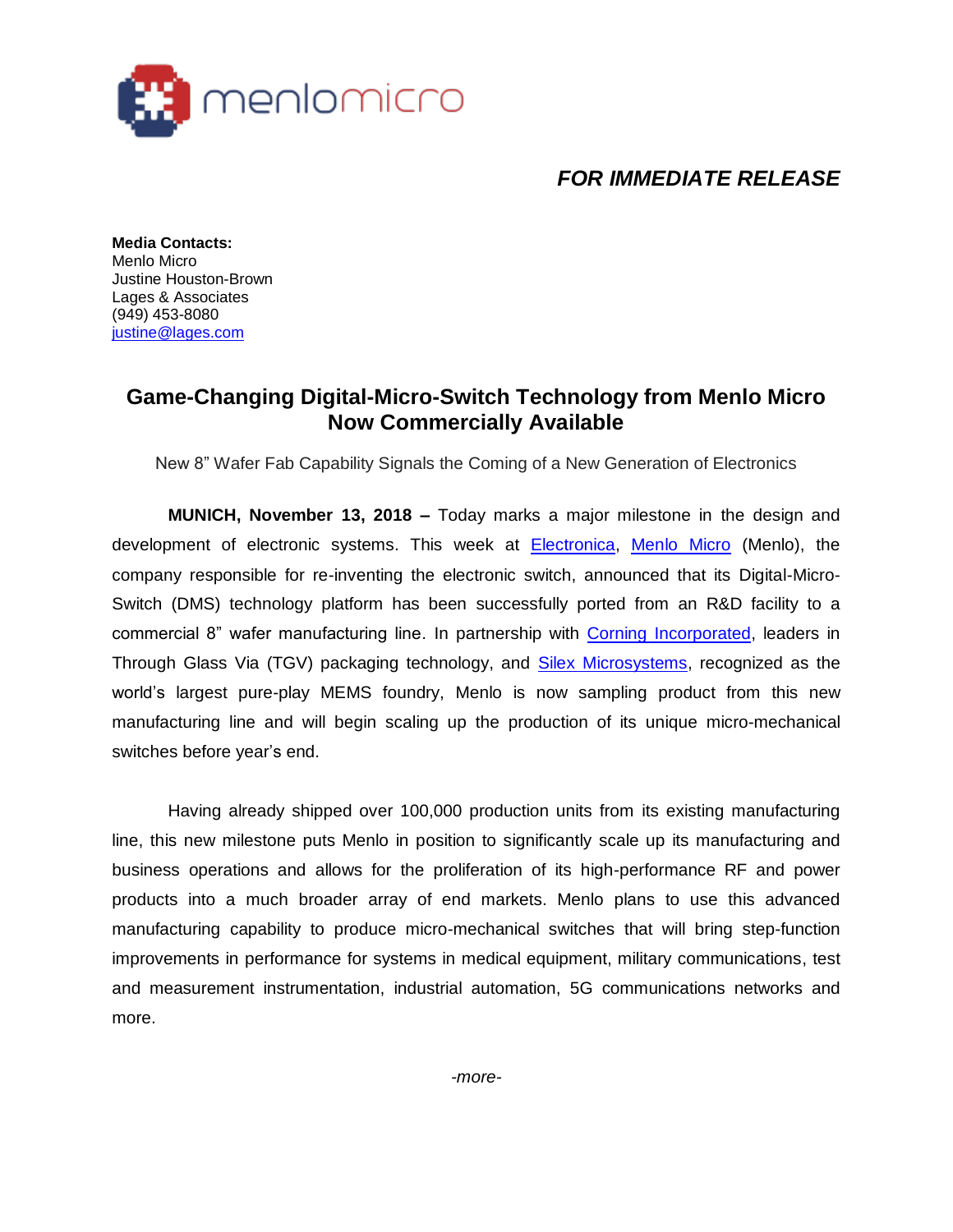***FOR IMMEDIATE RELEASE***

**Media Contacts:**
Menlo Micro
Justine Houston-Brown
Lages & Associates
(949) 453-8080
justine@lages.com

## Game-Changing Digital-Micro-Switch Technology from Menlo Micro Now Commercially Available

New 8" Wafer Fab Capability Signals the Coming of a New Generation of Electronics

**MUNICH, November 13, 2018 –** Today marks a major milestone in the design and development of electronic systems. This week at Electronica, Menlo Micro (Menlo), the company responsible for re-inventing the electronic switch, announced that its Digital-Micro-Switch (DMS) technology platform has been successfully ported from an R&D facility to a commercial 8" wafer manufacturing line. In partnership with Corning Incorporated, leaders in Through Glass Via (TGV) packaging technology, and Silex Microsystems, recognized as the world's largest pure-play MEMS foundry, Menlo is now sampling product from this new manufacturing line and will begin scaling up the production of its unique micro-mechanical switches before year's end.

Having already shipped over 100,000 production units from its existing manufacturing line, this new milestone puts Menlo in position to significantly scale up its manufacturing and business operations and allows for the proliferation of its high-performance RF and power products into a much broader array of end markets. Menlo plans to use this advanced manufacturing capability to produce micro-mechanical switches that will bring step-function improvements in performance for systems in medical equipment, military communications, test and measurement instrumentation, industrial automation, 5G communications networks and more.

*-more-*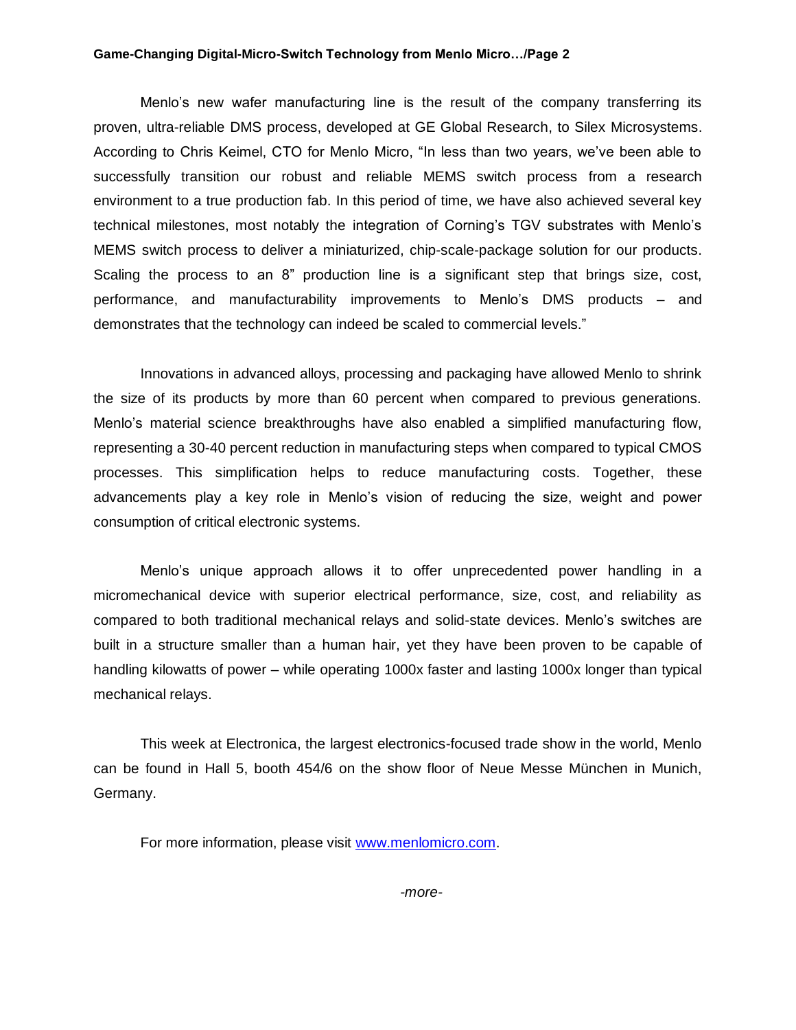Menlo's new wafer manufacturing line is the result of the company transferring its proven, ultra-reliable DMS process, developed at GE Global Research, to Silex Microsystems. According to Chris Keimel, CTO for Menlo Micro, "In less than two years, we've been able to successfully transition our robust and reliable MEMS switch process from a research environment to a true production fab. In this period of time, we have also achieved several key technical milestones, most notably the integration of Corning's TGV substrates with Menlo's MEMS switch process to deliver a miniaturized, chip-scale-package solution for our products. Scaling the process to an 8" production line is a significant step that brings size, cost, performance, and manufacturability improvements to Menlo's DMS products – and demonstrates that the technology can indeed be scaled to commercial levels."

Innovations in advanced alloys, processing and packaging have allowed Menlo to shrink the size of its products by more than 60 percent when compared to previous generations. Menlo's material science breakthroughs have also enabled a simplified manufacturing flow, representing a 30-40 percent reduction in manufacturing steps when compared to typical CMOS processes. This simplification helps to reduce manufacturing costs. Together, these advancements play a key role in Menlo's vision of reducing the size, weight and power consumption of critical electronic systems.

Menlo's unique approach allows it to offer unprecedented power handling in a micromechanical device with superior electrical performance, size, cost, and reliability as compared to both traditional mechanical relays and solid-state devices. Menlo's switches are built in a structure smaller than a human hair, yet they have been proven to be capable of handling kilowatts of power – while operating 1000x faster and lasting 1000x longer than typical mechanical relays.

This week at Electronica, the largest electronics-focused trade show in the world, Menlo can be found in Hall 5, booth 454/6 on the show floor of Neue Messe München in Munich, Germany.

For more information, please visit [www.menlomicro.com](http://www.menlomicro.com).

*-more-*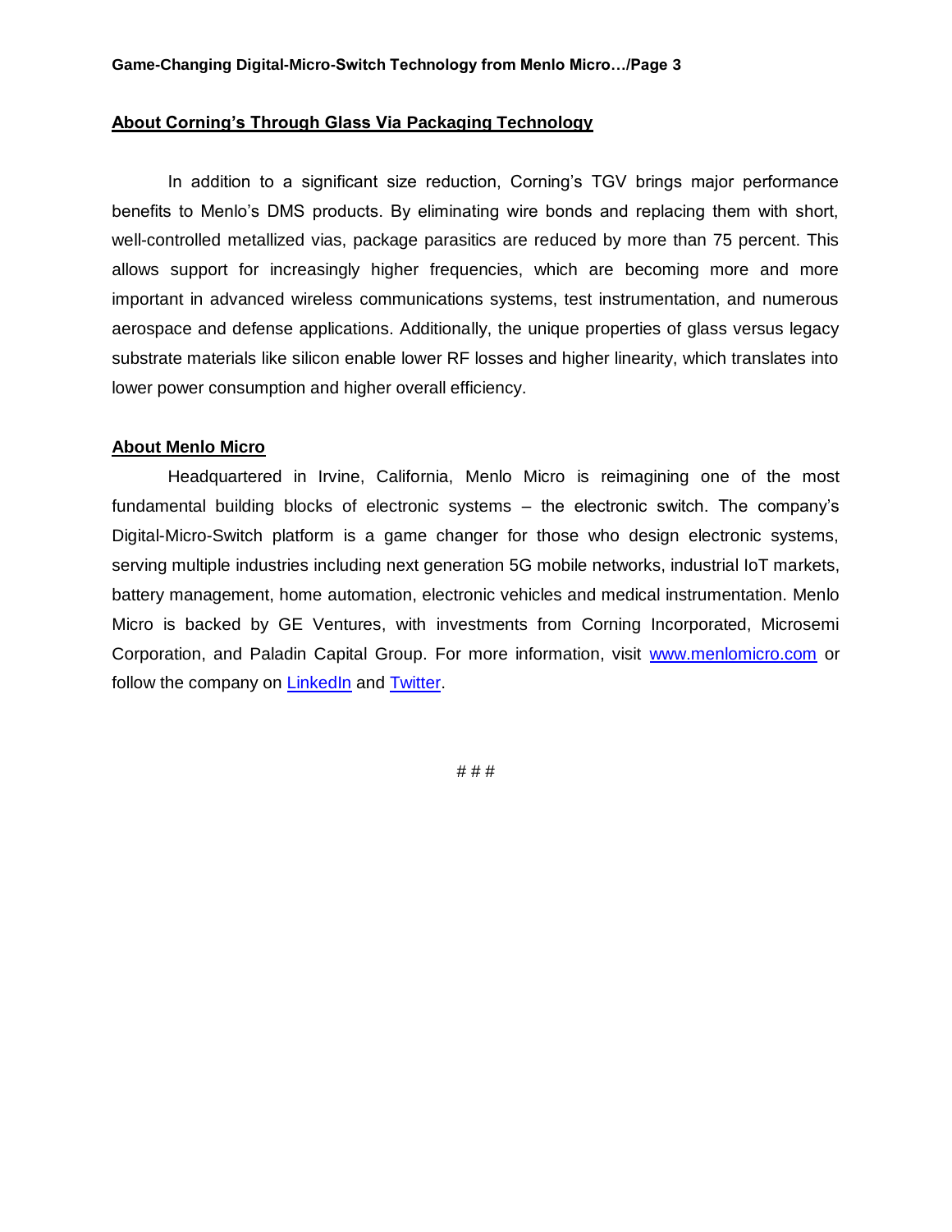## About Corning's Through Glass Via Packaging Technology

In addition to a significant size reduction, Corning's TGV brings major performance benefits to Menlo's DMS products. By eliminating wire bonds and replacing them with short, well-controlled metallized vias, package parasitics are reduced by more than 75 percent. This allows support for increasingly higher frequencies, which are becoming more and more important in advanced wireless communications systems, test instrumentation, and numerous aerospace and defense applications. Additionally, the unique properties of glass versus legacy substrate materials like silicon enable lower RF losses and higher linearity, which translates into lower power consumption and higher overall efficiency.

## About Menlo Micro

Headquartered in Irvine, California, Menlo Micro is reimagining one of the most fundamental building blocks of electronic systems – the electronic switch. The company's Digital-Micro-Switch platform is a game changer for those who design electronic systems, serving multiple industries including next generation 5G mobile networks, industrial IoT markets, battery management, home automation, electronic vehicles and medical instrumentation. Menlo Micro is backed by GE Ventures, with investments from Corning Incorporated, Microsemi Corporation, and Paladin Capital Group. For more information, visit www.menlomicro.com or follow the company on LinkedIn and Twitter.

# # #